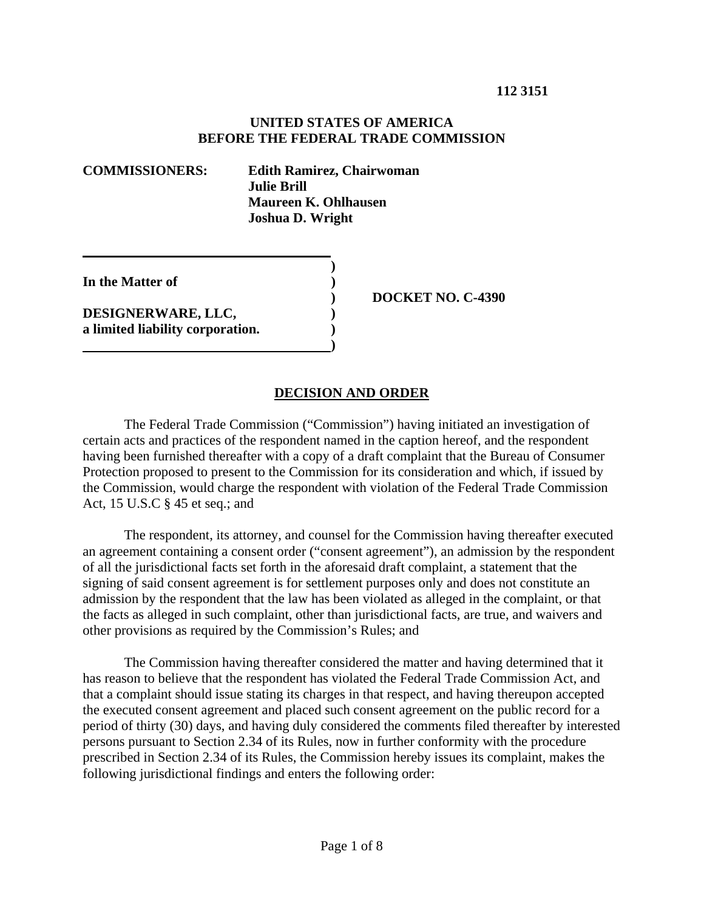**112 3151**

**UNITED STATES OF AMERICA**
**BEFORE THE FEDERAL TRADE COMMISSION**

**COMMISSIONERS:** **Edith Ramirez, Chairwoman**
**Julie Brill**
**Maureen K. Ohlhausen**
**Joshua D. Wright**

| | | |
|---|---|---|
| **In the Matter of** | ) | |
| | ) | **DOCKET NO. C-4390** |
| **DESIGNERWARE, LLC,** | ) | |
| **a limited liability corporation.** | ) | |

## DECISION AND ORDER

The Federal Trade Commission ("Commission") having initiated an investigation of certain acts and practices of the respondent named in the caption hereof, and the respondent having been furnished thereafter with a copy of a draft complaint that the Bureau of Consumer Protection proposed to present to the Commission for its consideration and which, if issued by the Commission, would charge the respondent with violation of the Federal Trade Commission Act, 15 U.S.C § 45 et seq.; and

The respondent, its attorney, and counsel for the Commission having thereafter executed an agreement containing a consent order ("consent agreement"), an admission by the respondent of all the jurisdictional facts set forth in the aforesaid draft complaint, a statement that the signing of said consent agreement is for settlement purposes only and does not constitute an admission by the respondent that the law has been violated as alleged in the complaint, or that the facts as alleged in such complaint, other than jurisdictional facts, are true, and waivers and other provisions as required by the Commission's Rules; and

The Commission having thereafter considered the matter and having determined that it has reason to believe that the respondent has violated the Federal Trade Commission Act, and that a complaint should issue stating its charges in that respect, and having thereupon accepted the executed consent agreement and placed such consent agreement on the public record for a period of thirty (30) days, and having duly considered the comments filed thereafter by interested persons pursuant to Section 2.34 of its Rules, now in further conformity with the procedure prescribed in Section 2.34 of its Rules, the Commission hereby issues its complaint, makes the following jurisdictional findings and enters the following order: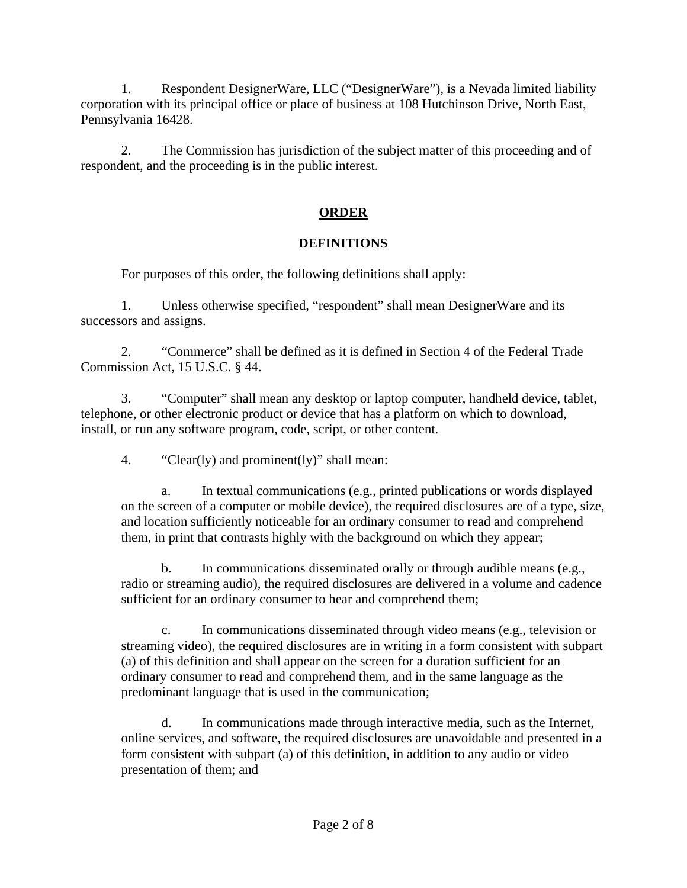1. Respondent DesignerWare, LLC ("DesignerWare"), is a Nevada limited liability corporation with its principal office or place of business at 108 Hutchinson Drive, North East, Pennsylvania 16428.

2. The Commission has jurisdiction of the subject matter of this proceeding and of respondent, and the proceeding is in the public interest.

## ORDER

### DEFINITIONS

For purposes of this order, the following definitions shall apply:

1. Unless otherwise specified, "respondent" shall mean DesignerWare and its successors and assigns.

2. "Commerce" shall be defined as it is defined in Section 4 of the Federal Trade Commission Act, 15 U.S.C. § 44.

3. "Computer" shall mean any desktop or laptop computer, handheld device, tablet, telephone, or other electronic product or device that has a platform on which to download, install, or run any software program, code, script, or other content.

4. "Clear(ly) and prominent(ly)" shall mean:

   a. In textual communications (e.g., printed publications or words displayed on the screen of a computer or mobile device), the required disclosures are of a type, size, and location sufficiently noticeable for an ordinary consumer to read and comprehend them, in print that contrasts highly with the background on which they appear;

   b. In communications disseminated orally or through audible means (e.g., radio or streaming audio), the required disclosures are delivered in a volume and cadence sufficient for an ordinary consumer to hear and comprehend them;

   c. In communications disseminated through video means (e.g., television or streaming video), the required disclosures are in writing in a form consistent with subpart (a) of this definition and shall appear on the screen for a duration sufficient for an ordinary consumer to read and comprehend them, and in the same language as the predominant language that is used in the communication;

   d. In communications made through interactive media, such as the Internet, online services, and software, the required disclosures are unavoidable and presented in a form consistent with subpart (a) of this definition, in addition to any audio or video presentation of them; and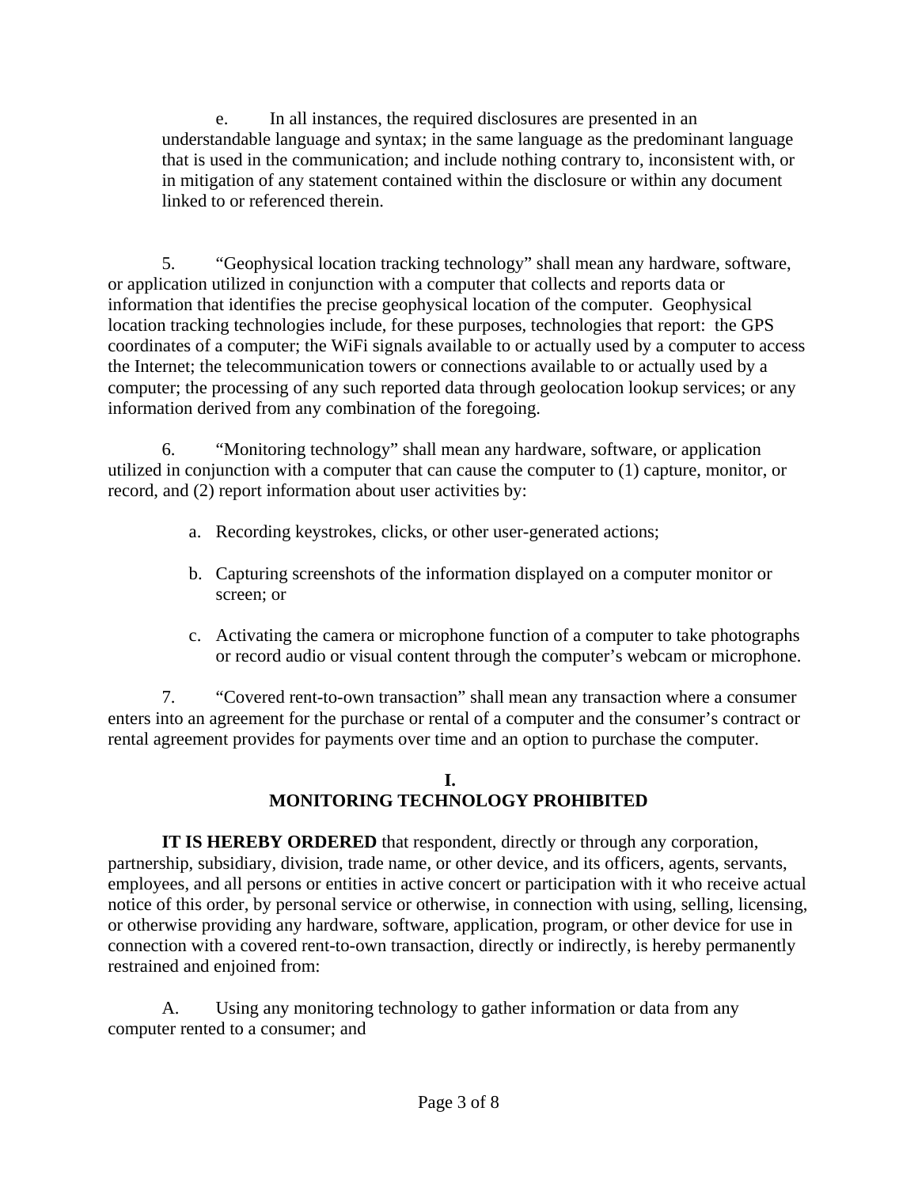e. In all instances, the required disclosures are presented in an understandable language and syntax; in the same language as the predominant language that is used in the communication; and include nothing contrary to, inconsistent with, or in mitigation of any statement contained within the disclosure or within any document linked to or referenced therein.

5. "Geophysical location tracking technology" shall mean any hardware, software, or application utilized in conjunction with a computer that collects and reports data or information that identifies the precise geophysical location of the computer. Geophysical location tracking technologies include, for these purposes, technologies that report: the GPS coordinates of a computer; the WiFi signals available to or actually used by a computer to access the Internet; the telecommunication towers or connections available to or actually used by a computer; the processing of any such reported data through geolocation lookup services; or any information derived from any combination of the foregoing.

6. "Monitoring technology" shall mean any hardware, software, or application utilized in conjunction with a computer that can cause the computer to (1) capture, monitor, or record, and (2) report information about user activities by:

a. Recording keystrokes, clicks, or other user-generated actions;

b. Capturing screenshots of the information displayed on a computer monitor or screen; or

c. Activating the camera or microphone function of a computer to take photographs or record audio or visual content through the computer's webcam or microphone.

7. "Covered rent-to-own transaction" shall mean any transaction where a consumer enters into an agreement for the purchase or rental of a computer and the consumer's contract or rental agreement provides for payments over time and an option to purchase the computer.

## I.
## MONITORING TECHNOLOGY PROHIBITED

**IT IS HEREBY ORDERED** that respondent, directly or through any corporation, partnership, subsidiary, division, trade name, or other device, and its officers, agents, servants, employees, and all persons or entities in active concert or participation with it who receive actual notice of this order, by personal service or otherwise, in connection with using, selling, licensing, or otherwise providing any hardware, software, application, program, or other device for use in connection with a covered rent-to-own transaction, directly or indirectly, is hereby permanently restrained and enjoined from:

A. Using any monitoring technology to gather information or data from any computer rented to a consumer; and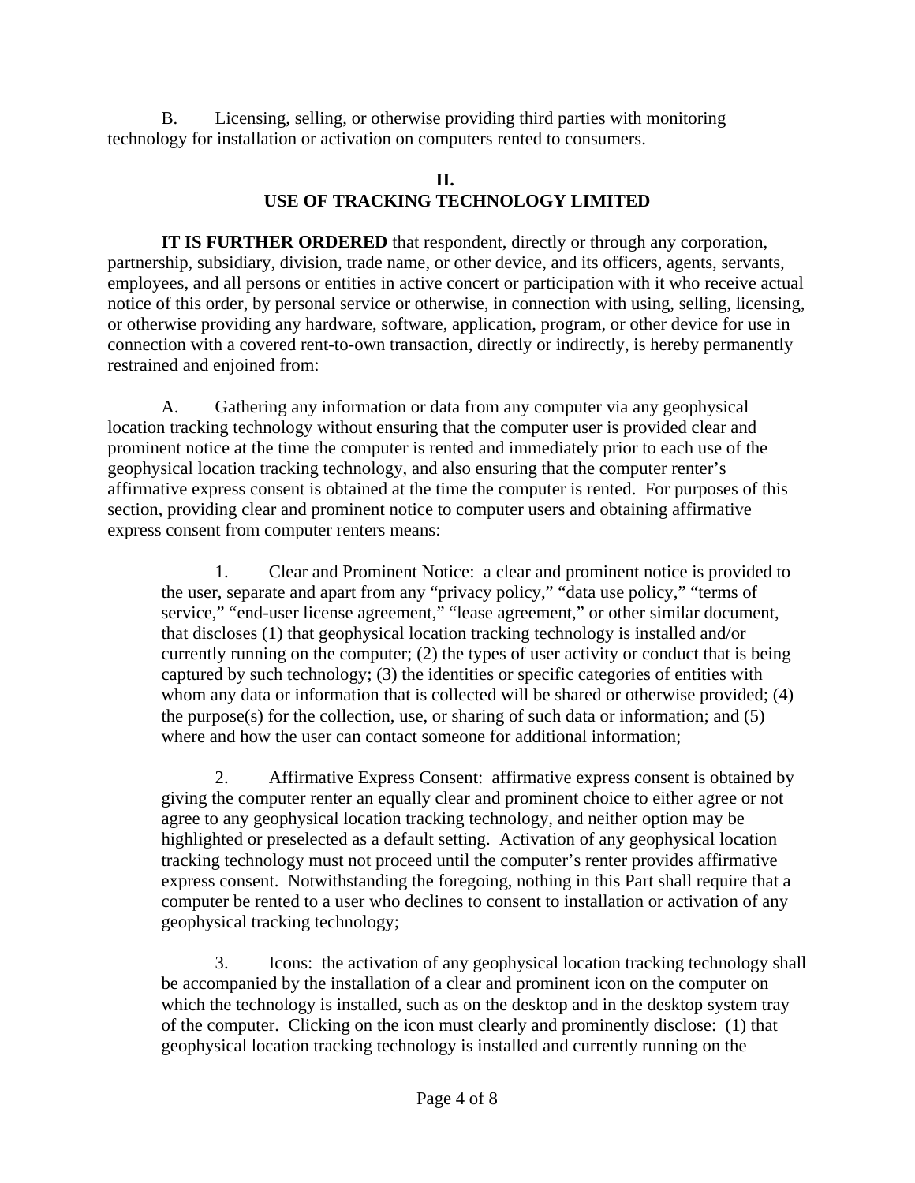B. Licensing, selling, or otherwise providing third parties with monitoring technology for installation or activation on computers rented to consumers.

## II.
## USE OF TRACKING TECHNOLOGY LIMITED

**IT IS FURTHER ORDERED** that respondent, directly or through any corporation, partnership, subsidiary, division, trade name, or other device, and its officers, agents, servants, employees, and all persons or entities in active concert or participation with it who receive actual notice of this order, by personal service or otherwise, in connection with using, selling, licensing, or otherwise providing any hardware, software, application, program, or other device for use in connection with a covered rent-to-own transaction, directly or indirectly, is hereby permanently restrained and enjoined from:

A. Gathering any information or data from any computer via any geophysical location tracking technology without ensuring that the computer user is provided clear and prominent notice at the time the computer is rented and immediately prior to each use of the geophysical location tracking technology, and also ensuring that the computer renter's affirmative express consent is obtained at the time the computer is rented. For purposes of this section, providing clear and prominent notice to computer users and obtaining affirmative express consent from computer renters means:

1. Clear and Prominent Notice: a clear and prominent notice is provided to the user, separate and apart from any "privacy policy," "data use policy," "terms of service," "end-user license agreement," "lease agreement," or other similar document, that discloses (1) that geophysical location tracking technology is installed and/or currently running on the computer; (2) the types of user activity or conduct that is being captured by such technology; (3) the identities or specific categories of entities with whom any data or information that is collected will be shared or otherwise provided; (4) the purpose(s) for the collection, use, or sharing of such data or information; and (5) where and how the user can contact someone for additional information;

2. Affirmative Express Consent: affirmative express consent is obtained by giving the computer renter an equally clear and prominent choice to either agree or not agree to any geophysical location tracking technology, and neither option may be highlighted or preselected as a default setting. Activation of any geophysical location tracking technology must not proceed until the computer's renter provides affirmative express consent. Notwithstanding the foregoing, nothing in this Part shall require that a computer be rented to a user who declines to consent to installation or activation of any geophysical tracking technology;

3. Icons: the activation of any geophysical location tracking technology shall be accompanied by the installation of a clear and prominent icon on the computer on which the technology is installed, such as on the desktop and in the desktop system tray of the computer. Clicking on the icon must clearly and prominently disclose: (1) that geophysical location tracking technology is installed and currently running on the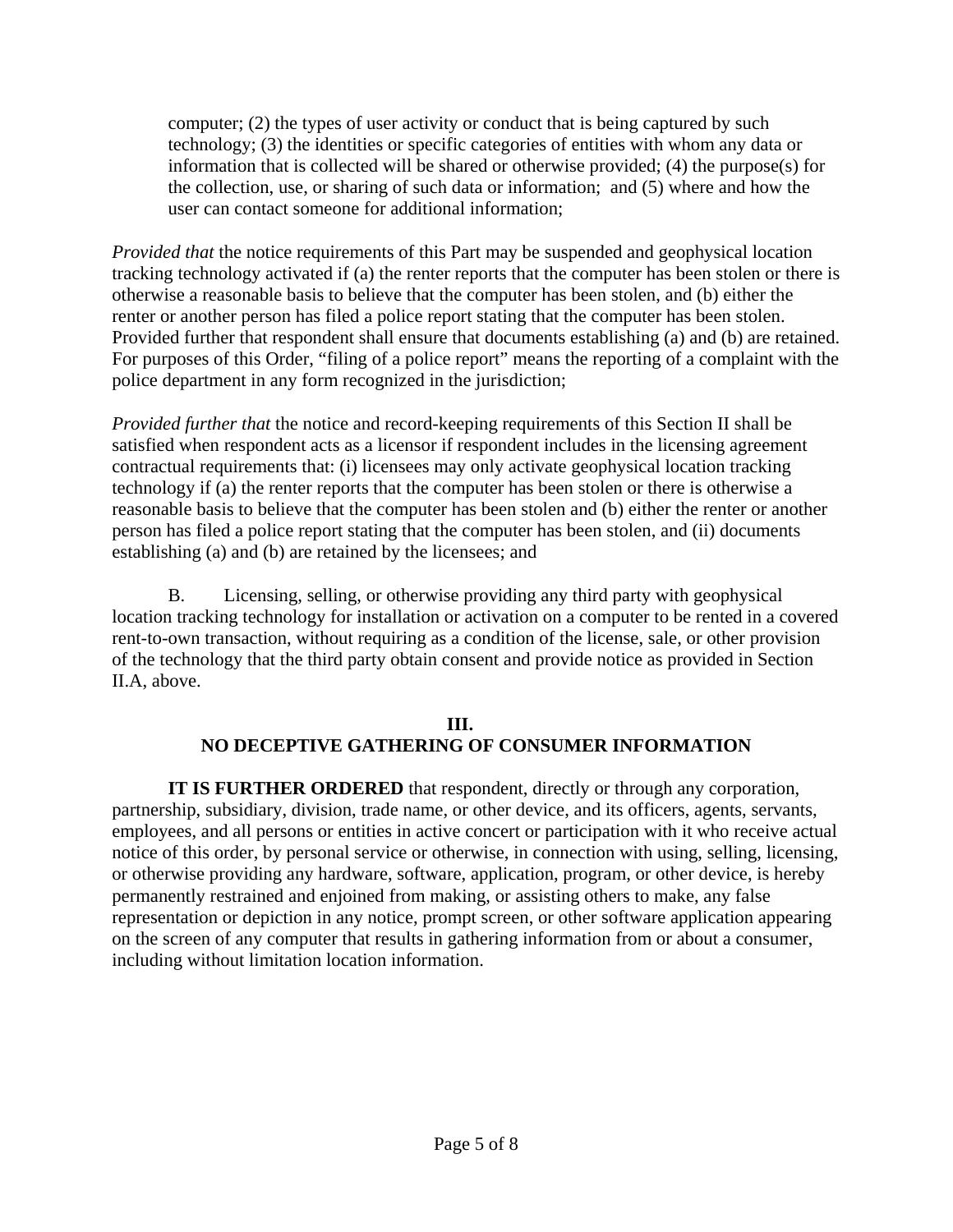computer; (2) the types of user activity or conduct that is being captured by such technology; (3) the identities or specific categories of entities with whom any data or information that is collected will be shared or otherwise provided; (4) the purpose(s) for the collection, use, or sharing of such data or information; and (5) where and how the user can contact someone for additional information;

*Provided that* the notice requirements of this Part may be suspended and geophysical location tracking technology activated if (a) the renter reports that the computer has been stolen or there is otherwise a reasonable basis to believe that the computer has been stolen, and (b) either the renter or another person has filed a police report stating that the computer has been stolen. Provided further that respondent shall ensure that documents establishing (a) and (b) are retained. For purposes of this Order, "filing of a police report" means the reporting of a complaint with the police department in any form recognized in the jurisdiction;

*Provided further that* the notice and record-keeping requirements of this Section II shall be satisfied when respondent acts as a licensor if respondent includes in the licensing agreement contractual requirements that: (i) licensees may only activate geophysical location tracking technology if (a) the renter reports that the computer has been stolen or there is otherwise a reasonable basis to believe that the computer has been stolen and (b) either the renter or another person has filed a police report stating that the computer has been stolen, and (ii) documents establishing (a) and (b) are retained by the licensees; and

B. Licensing, selling, or otherwise providing any third party with geophysical location tracking technology for installation or activation on a computer to be rented in a covered rent-to-own transaction, without requiring as a condition of the license, sale, or other provision of the technology that the third party obtain consent and provide notice as provided in Section II.A, above.

## III.
## NO DECEPTIVE GATHERING OF CONSUMER INFORMATION

**IT IS FURTHER ORDERED** that respondent, directly or through any corporation, partnership, subsidiary, division, trade name, or other device, and its officers, agents, servants, employees, and all persons or entities in active concert or participation with it who receive actual notice of this order, by personal service or otherwise, in connection with using, selling, licensing, or otherwise providing any hardware, software, application, program, or other device, is hereby permanently restrained and enjoined from making, or assisting others to make, any false representation or depiction in any notice, prompt screen, or other software application appearing on the screen of any computer that results in gathering information from or about a consumer, including without limitation location information.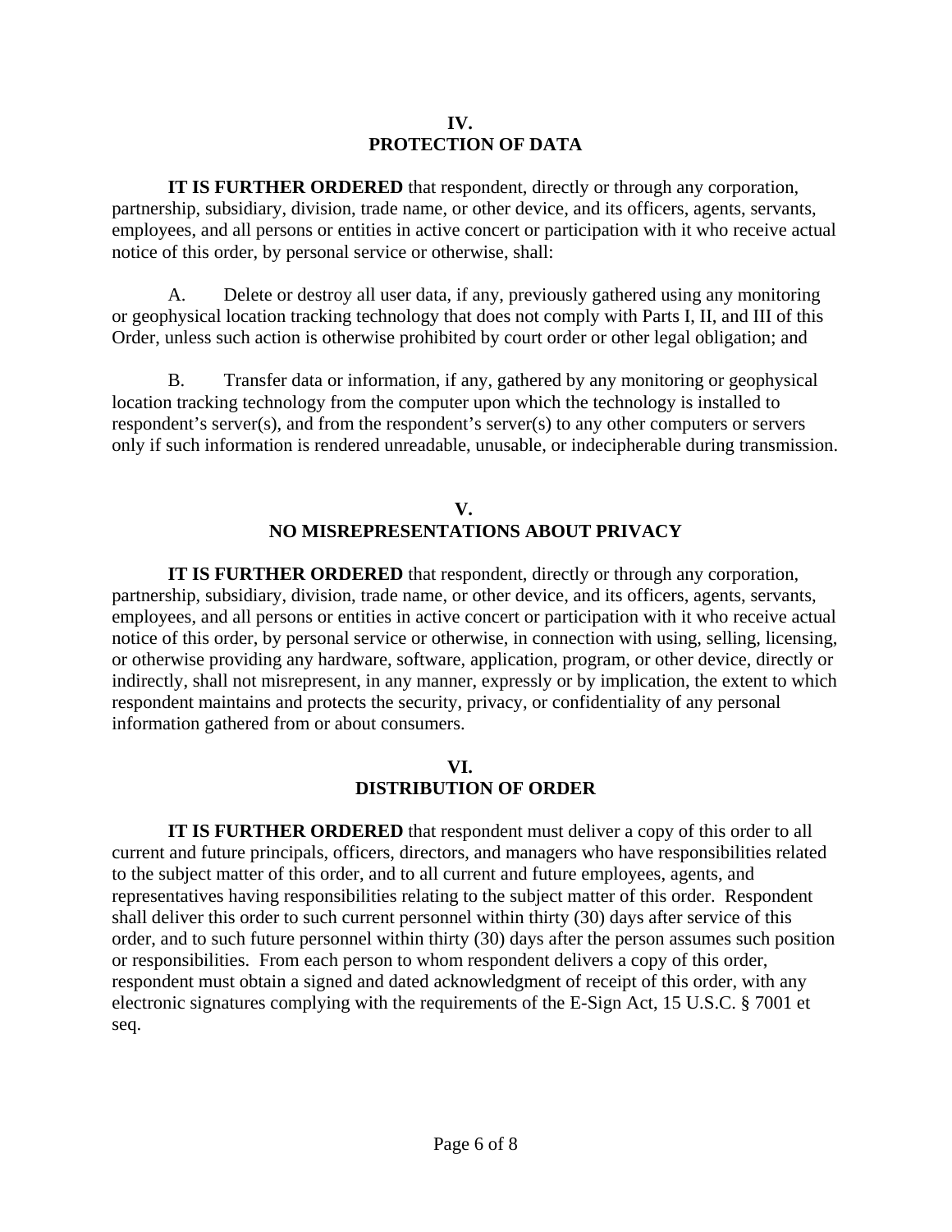## IV.
## PROTECTION OF DATA

**IT IS FURTHER ORDERED** that respondent, directly or through any corporation, partnership, subsidiary, division, trade name, or other device, and its officers, agents, servants, employees, and all persons or entities in active concert or participation with it who receive actual notice of this order, by personal service or otherwise, shall:

A. Delete or destroy all user data, if any, previously gathered using any monitoring or geophysical location tracking technology that does not comply with Parts I, II, and III of this Order, unless such action is otherwise prohibited by court order or other legal obligation; and

B. Transfer data or information, if any, gathered by any monitoring or geophysical location tracking technology from the computer upon which the technology is installed to respondent's server(s), and from the respondent's server(s) to any other computers or servers only if such information is rendered unreadable, unusable, or indecipherable during transmission.

## V.
## NO MISREPRESENTATIONS ABOUT PRIVACY

**IT IS FURTHER ORDERED** that respondent, directly or through any corporation, partnership, subsidiary, division, trade name, or other device, and its officers, agents, servants, employees, and all persons or entities in active concert or participation with it who receive actual notice of this order, by personal service or otherwise, in connection with using, selling, licensing, or otherwise providing any hardware, software, application, program, or other device, directly or indirectly, shall not misrepresent, in any manner, expressly or by implication, the extent to which respondent maintains and protects the security, privacy, or confidentiality of any personal information gathered from or about consumers.

## VI.
## DISTRIBUTION OF ORDER

**IT IS FURTHER ORDERED** that respondent must deliver a copy of this order to all current and future principals, officers, directors, and managers who have responsibilities related to the subject matter of this order, and to all current and future employees, agents, and representatives having responsibilities relating to the subject matter of this order. Respondent shall deliver this order to such current personnel within thirty (30) days after service of this order, and to such future personnel within thirty (30) days after the person assumes such position or responsibilities. From each person to whom respondent delivers a copy of this order, respondent must obtain a signed and dated acknowledgment of receipt of this order, with any electronic signatures complying with the requirements of the E-Sign Act, 15 U.S.C. § 7001 et seq.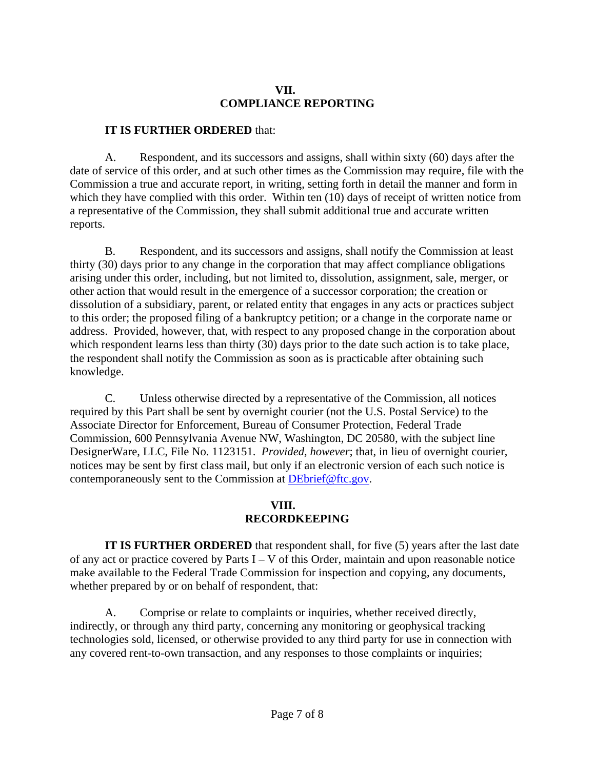## VII.
## COMPLIANCE REPORTING

**IT IS FURTHER ORDERED** that:

A. Respondent, and its successors and assigns, shall within sixty (60) days after the date of service of this order, and at such other times as the Commission may require, file with the Commission a true and accurate report, in writing, setting forth in detail the manner and form in which they have complied with this order. Within ten (10) days of receipt of written notice from a representative of the Commission, they shall submit additional true and accurate written reports.

B. Respondent, and its successors and assigns, shall notify the Commission at least thirty (30) days prior to any change in the corporation that may affect compliance obligations arising under this order, including, but not limited to, dissolution, assignment, sale, merger, or other action that would result in the emergence of a successor corporation; the creation or dissolution of a subsidiary, parent, or related entity that engages in any acts or practices subject to this order; the proposed filing of a bankruptcy petition; or a change in the corporate name or address. Provided, however, that, with respect to any proposed change in the corporation about which respondent learns less than thirty (30) days prior to the date such action is to take place, the respondent shall notify the Commission as soon as is practicable after obtaining such knowledge.

C. Unless otherwise directed by a representative of the Commission, all notices required by this Part shall be sent by overnight courier (not the U.S. Postal Service) to the Associate Director for Enforcement, Bureau of Consumer Protection, Federal Trade Commission, 600 Pennsylvania Avenue NW, Washington, DC 20580, with the subject line DesignerWare, LLC, File No. 1123151. *Provided, however*; that, in lieu of overnight courier, notices may be sent by first class mail, but only if an electronic version of each such notice is contemporaneously sent to the Commission at DEbrief@ftc.gov.

## VIII.
## RECORDKEEPING

**IT IS FURTHER ORDERED** that respondent shall, for five (5) years after the last date of any act or practice covered by Parts I – V of this Order, maintain and upon reasonable notice make available to the Federal Trade Commission for inspection and copying, any documents, whether prepared by or on behalf of respondent, that:

A. Comprise or relate to complaints or inquiries, whether received directly, indirectly, or through any third party, concerning any monitoring or geophysical tracking technologies sold, licensed, or otherwise provided to any third party for use in connection with any covered rent-to-own transaction, and any responses to those complaints or inquiries;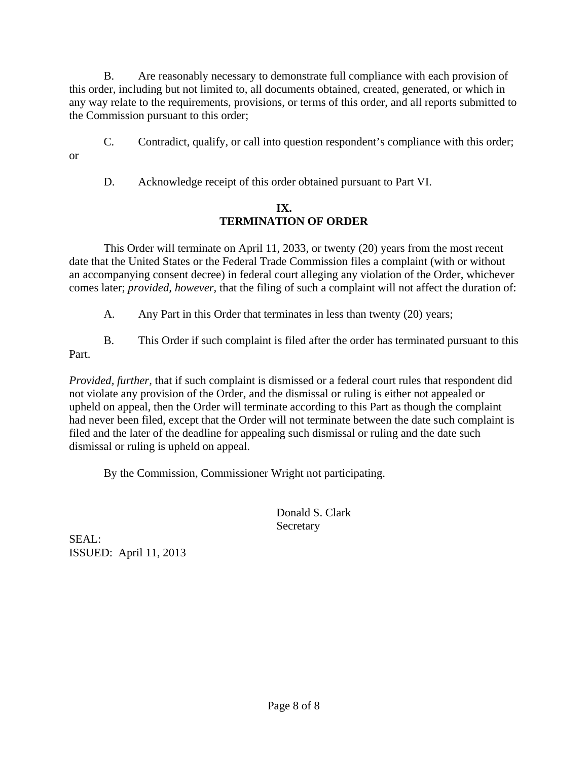B. Are reasonably necessary to demonstrate full compliance with each provision of this order, including but not limited to, all documents obtained, created, generated, or which in any way relate to the requirements, provisions, or terms of this order, and all reports submitted to the Commission pursuant to this order;

C. Contradict, qualify, or call into question respondent's compliance with this order; or

D. Acknowledge receipt of this order obtained pursuant to Part VI.

## IX.
## TERMINATION OF ORDER

This Order will terminate on April 11, 2033, or twenty (20) years from the most recent date that the United States or the Federal Trade Commission files a complaint (with or without an accompanying consent decree) in federal court alleging any violation of the Order, whichever comes later; *provided, however,* that the filing of such a complaint will not affect the duration of:

A. Any Part in this Order that terminates in less than twenty (20) years;

B. This Order if such complaint is filed after the order has terminated pursuant to this Part.

*Provided, further,* that if such complaint is dismissed or a federal court rules that respondent did not violate any provision of the Order, and the dismissal or ruling is either not appealed or upheld on appeal, then the Order will terminate according to this Part as though the complaint had never been filed, except that the Order will not terminate between the date such complaint is filed and the later of the deadline for appealing such dismissal or ruling and the date such dismissal or ruling is upheld on appeal.

By the Commission, Commissioner Wright not participating.

Donald S. Clark
Secretary

SEAL:
ISSUED: April 11, 2013